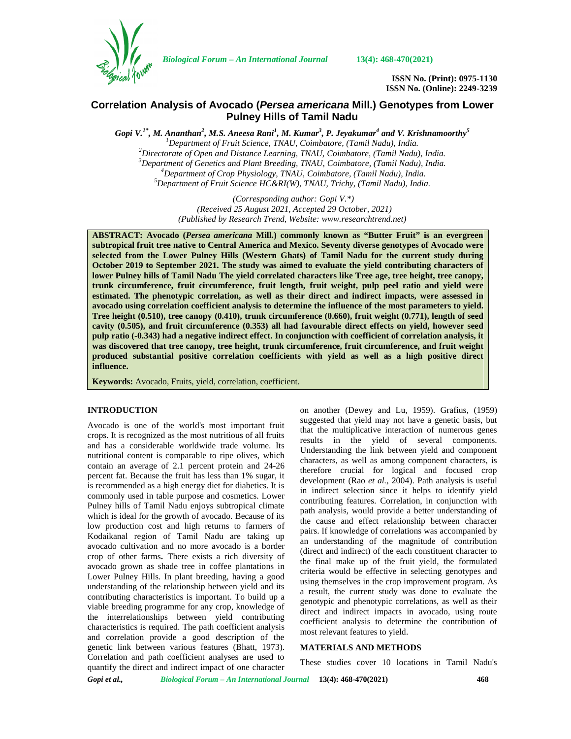# Correlation Analysis of Avocado (*Persea americana* Mill.) Genotypes from Lower Pulney Hills of Tamil Nadu

*Gopi V.[1*], M. Ananthan[2], M.S. Aneesa Rani[1], M. Kumar[3], P. Jeyakumar[4] and V. Krishnamoorthy[5]*

[1]*Department of Fruit Science, TNAU, Coimbatore, (Tamil Nadu), India.*
[2]*Directorate of Open and Distance Learning, TNAU, Coimbatore, (Tamil Nadu), India.*
[3]*Department of Genetics and Plant Breeding, TNAU, Coimbatore, (Tamil Nadu), India.*
[4]*Department of Crop Physiology, TNAU, Coimbatore, (Tamil Nadu), India.*
[5]*Department of Fruit Science HC&RI(W), TNAU, Trichy, (Tamil Nadu), India.*

*(Corresponding author: Gopi V.*)*
*(Received 25 August 2021, Accepted 29 October, 2021)*
*(Published by Research Trend, Website: www.researchtrend.net)*

**ABSTRACT: Avocado (*Persea americana* Mill.) commonly known as "Butter Fruit" is an evergreen subtropical fruit tree native to Central America and Mexico. Seventy diverse genotypes of Avocado were selected from the Lower Pulney Hills (Western Ghats) of Tamil Nadu for the current study during October 2019 to September 2021. The study was aimed to evaluate the yield contributing characters of lower Pulney hills of Tamil Nadu The yield correlated characters like Tree age, tree height, tree canopy, trunk circumference, fruit circumference, fruit length, fruit weight, pulp peel ratio and yield were estimated. The phenotypic correlation, as well as their direct and indirect impacts, were assessed in avocado using correlation coefficient analysis to determine the influence of the most parameters to yield. Tree height (0.510), tree canopy (0.410), trunk circumference (0.660), fruit weight (0.771), length of seed cavity (0.505), and fruit circumference (0.353) all had favourable direct effects on yield, however seed pulp ratio (-0.343) had a negative indirect effect. In conjunction with coefficient of correlation analysis, it was discovered that tree canopy, tree height, trunk circumference, fruit circumference, and fruit weight produced substantial positive correlation coefficients with yield as well as a high positive direct influence.**

**Keywords:** Avocado, Fruits, yield, correlation, coefficient.

## INTRODUCTION

Avocado is one of the world's most important fruit crops. It is recognized as the most nutritious of all fruits and has a considerable worldwide trade volume. Its nutritional content is comparable to ripe olives, which contain an average of 2.1 percent protein and 24-26 percent fat. Because the fruit has less than 1% sugar, it is recommended as a high energy diet for diabetics. It is commonly used in table purpose and cosmetics. Lower Pulney hills of Tamil Nadu enjoys subtropical climate which is ideal for the growth of avocado. Because of its low production cost and high returns to farmers of Kodaikanal region of Tamil Nadu are taking up avocado cultivation and no more avocado is a border crop of other farms**.** There exists a rich diversity of avocado grown as shade tree in coffee plantations in Lower Pulney Hills. In plant breeding, having a good understanding of the relationship between yield and its contributing characteristics is important. To build up a viable breeding programme for any crop, knowledge of the interrelationships between yield contributing characteristics is required. The path coefficient analysis and correlation provide a good description of the genetic link between various features (Bhatt, 1973). Correlation and path coefficient analyses are used to quantify the direct and indirect impact of one character on another (Dewey and Lu, 1959). Grafius, (1959) suggested that yield may not have a genetic basis, but that the multiplicative interaction of numerous genes results in the yield of several components. Understanding the link between yield and component characters, as well as among component characters, is therefore crucial for logical and focused crop development (Rao *et al.*, 2004). Path analysis is useful in indirect selection since it helps to identify yield contributing features. Correlation, in conjunction with path analysis, would provide a better understanding of the cause and effect relationship between character pairs. If knowledge of correlations was accompanied by an understanding of the magnitude of contribution (direct and indirect) of the each constituent character to the final make up of the fruit yield, the formulated criteria would be effective in selecting genotypes and using themselves in the crop improvement program. As a result, the current study was done to evaluate the genotypic and phenotypic correlations, as well as their direct and indirect impacts in avocado, using route coefficient analysis to determine the contribution of most relevant features to yield.

## MATERIALS AND METHODS

These studies cover 10 locations in Tamil Nadu's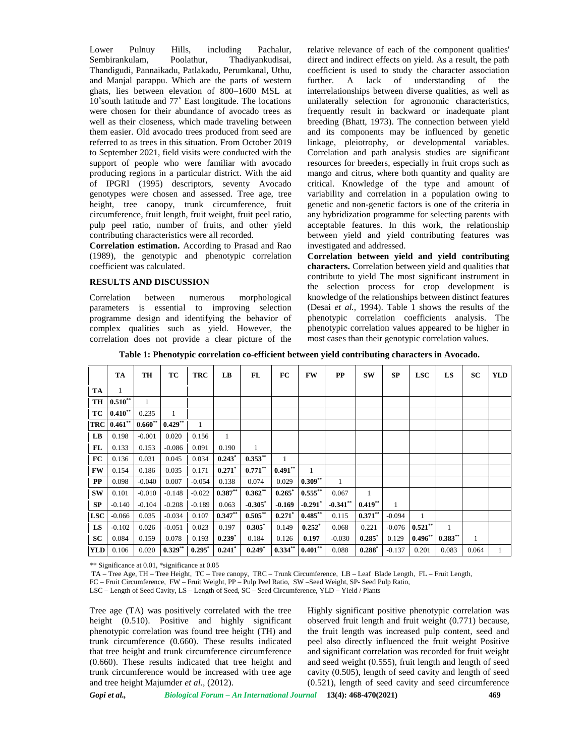Lower Pulnuy Hills, including Pachalur, Sembirankulam, Poolathur, Thadiyankudisai, Thandigudi, Pannaikadu, Patlakadu, Perumkanal, Uthu, and Manjal parappu. Which are the parts of western ghats, lies between elevation of 800–1600 MSL at 10˚south latitude and 77˚ East longitude. The locations were chosen for their abundance of avocado trees as well as their closeness, which made traveling between them easier. Old avocado trees produced from seed are referred to as trees in this situation. From October 2019 to September 2021, field visits were conducted with the support of people who were familiar with avocado producing regions in a particular district. With the aid of IPGRI (1995) descriptors, seventy Avocado genotypes were chosen and assessed. Tree age, tree height, tree canopy, trunk circumference, fruit circumference, fruit length, fruit weight, fruit peel ratio, pulp peel ratio, number of fruits, and other yield contributing characteristics were all recorded.

**Correlation estimation.** According to Prasad and Rao (1989), the genotypic and phenotypic correlation coefficient was calculated.

## RESULTS AND DISCUSSION

Correlation between numerous morphological parameters is essential to improving selection programme design and identifying the behavior of complex qualities such as yield. However, the correlation does not provide a clear picture of the relative relevance of each of the component qualities' direct and indirect effects on yield. As a result, the path coefficient is used to study the character association further. A lack of understanding of the interrelationships between diverse qualities, as well as unilaterally selection for agronomic characteristics, frequently result in backward or inadequate plant breeding (Bhatt, 1973). The connection between yield and its components may be influenced by genetic linkage, pleiotrophy, or developmental variables. Correlation and path analysis studies are significant resources for breeders, especially in fruit crops such as mango and citrus, where both quantity and quality are critical. Knowledge of the type and amount of variability and correlation in a population owing to genetic and non-genetic factors is one of the criteria in any hybridization programme for selecting parents with acceptable features. In this work, the relationship between yield and yield contributing features was investigated and addressed.

**Correlation between yield and yield contributing characters.** Correlation between yield and qualities that contribute to yield The most significant instrument in the selection process for crop development is knowledge of the relationships between distinct features (Desai *et al.,* 1994). Table 1 shows the results of the phenotypic correlation coefficients analysis. The phenotypic correlation values appeared to be higher in most cases than their genotypic correlation values.

**Table 1: Phenotypic correlation co-efficient between yield contributing characters in Avocado.**

| | TA | TH | TC | TRC | LB | FL | FC | FW | PP | SW | SP | LSC | LS | SC | YLD |
|---|---|---|---|---|---|---|---|---|---|---|---|---|---|---|---|
| **TA** | 1 | | | | | | | | | | | | | | |
| **TH** | **0.510\*\*** | 1 | | | | | | | | | | | | | |
| **TC** | **0.410\*\*** | 0.235 | 1 | | | | | | | | | | | | |
| **TRC** | **0.461\*\*** | **0.660\*\*** | **0.429\*\*** | 1 | | | | | | | | | | | |
| **LB** | 0.198 | -0.001 | 0.020 | 0.156 | 1 | | | | | | | | | | |
| **FL** | 0.133 | 0.153 | -0.086 | 0.091 | 0.190 | 1 | | | | | | | | | |
| **FC** | 0.136 | 0.031 | 0.045 | 0.034 | **0.243\*** | **0.353\*\*** | 1 | | | | | | | | |
| **FW** | 0.154 | 0.186 | 0.035 | 0.171 | **0.271\*** | **0.771\*\*** | **0.491\*\*** | 1 | | | | | | | |
| **PP** | 0.098 | -0.040 | 0.007 | -0.054 | 0.138 | 0.074 | 0.029 | **0.309\*\*** | 1 | | | | | | |
| **SW** | 0.101 | -0.010 | -0.148 | -0.022 | **0.387\*\*** | **0.362\*\*** | **0.265\*** | **0.555\*\*** | 0.067 | 1 | | | | | |
| **SP** | -0.140 | -0.104 | -0.208 | -0.189 | 0.063 | **-0.305\*** | **-0.169** | **-0.291\*** | **-0.341\*\*** | **0.419\*\*** | 1 | | | | |
| **LSC** | -0.066 | 0.035 | -0.034 | 0.107 | **0.347\*\*** | **0.505\*\*** | **0.271\*** | **0.485\*\*** | 0.115 | **0.371\*\*** | -0.094 | 1 | | | |
| **LS** | -0.102 | 0.026 | -0.051 | 0.023 | 0.197 | **0.305\*** | 0.149 | **0.252\*** | 0.068 | 0.221 | -0.076 | **0.521\*\*** | 1 | | |
| **SC** | 0.084 | 0.159 | 0.078 | 0.193 | **0.239\*** | 0.184 | 0.126 | **0.197** | -0.030 | **0.285\*** | 0.129 | **0.496\*\*** | **0.383\*\*** | 1 | |
| **YLD** | 0.106 | 0.020 | **0.329\*\*** | **0.295\*** | **0.241\*** | **0.249\*** | **0.334\*\*** | **0.401\*\*** | 0.088 | **0.288\*** | -0.137 | 0.201 | 0.083 | 0.064 | 1 |

** Significance at 0.01, *significance at 0.05

TA – Tree Age, TH – Tree Height, TC – Tree canopy, TRC – Trunk Circumference, LB – Leaf Blade Length, FL – Fruit Length, FC – Fruit Circumference, FW – Fruit Weight, PP – Pulp Peel Ratio, SW –Seed Weight, SP- Seed Pulp Ratio, LSC – Length of Seed Cavity, LS – Length of Seed, SC – Seed Circumference, YLD – Yield / Plants

Tree age (TA) was positively correlated with the tree height (0.510). Positive and highly significant phenotypic correlation was found tree height (TH) and trunk circumference (0.660). These results indicated that tree height and trunk circumference circumference (0.660). These results indicated that tree height and trunk circumference would be increased with tree age and tree height Majumder *et al.,* (2012).

Highly significant positive phenotypic correlation was observed fruit length and fruit weight (0.771) because, the fruit length was increased pulp content, seed and peel also directly influenced the fruit weight Positive and significant correlation was recorded for fruit weight and seed weight (0.555), fruit length and length of seed cavity (0.505), length of seed cavity and length of seed (0.521), length of seed cavity and seed circumference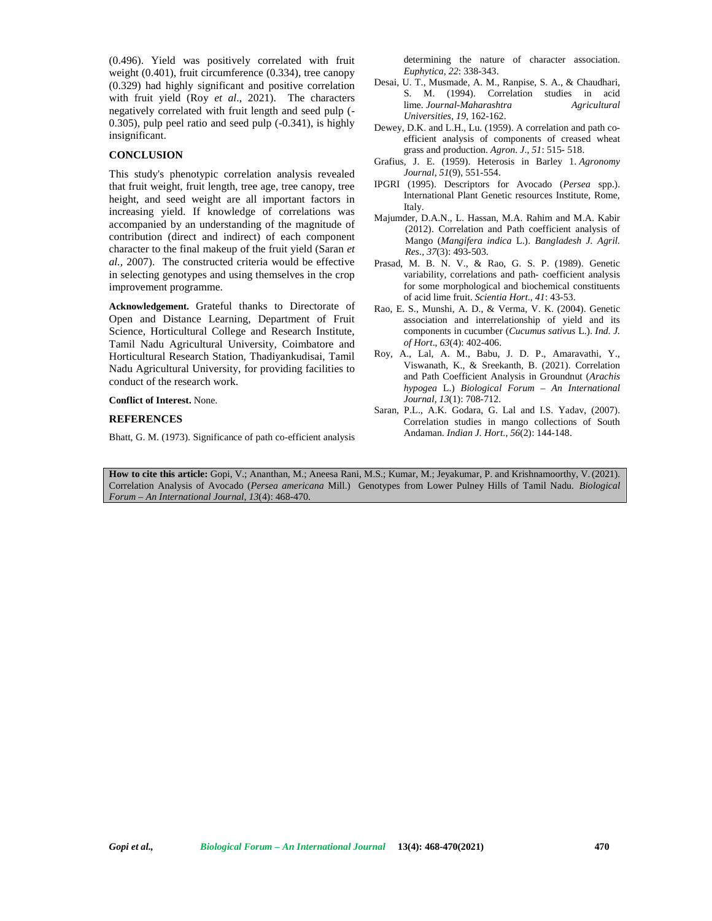(0.496). Yield was positively correlated with fruit weight (0.401), fruit circumference (0.334), tree canopy (0.329) had highly significant and positive correlation with fruit yield (Roy *et al*., 2021). The characters negatively correlated with fruit length and seed pulp (-0.305), pulp peel ratio and seed pulp (-0.341), is highly insignificant.

## CONCLUSION

This study's phenotypic correlation analysis revealed that fruit weight, fruit length, tree age, tree canopy, tree height, and seed weight are all important factors in increasing yield. If knowledge of correlations was accompanied by an understanding of the magnitude of contribution (direct and indirect) of each component character to the final makeup of the fruit yield (Saran *et al.,* 2007). The constructed criteria would be effective in selecting genotypes and using themselves in the crop improvement programme.

**Acknowledgement.** Grateful thanks to Directorate of Open and Distance Learning, Department of Fruit Science, Horticultural College and Research Institute, Tamil Nadu Agricultural University, Coimbatore and Horticultural Research Station, Thadiyankudisai, Tamil Nadu Agricultural University, for providing facilities to conduct of the research work.

**Conflict of Interest.** None.

## REFERENCES

Bhatt, G. M. (1973). Significance of path co-efficient analysis determining the nature of character association. *Euphytica, 22*: 338-343.

Desai, U. T., Musmade, A. M., Ranpise, S. A., & Chaudhari, S. M. (1994). Correlation studies in acid lime. *Journal-Maharashtra Agricultural Universities*, *19*, 162-162.

Dewey, D.K. and L.H., Lu. (1959). A correlation and path co-efficient analysis of components of creased wheat grass and production. *Agron. J*., *51*: 515- 518.

Grafius, J. E. (1959). Heterosis in Barley 1. *Agronomy Journal*, *51*(9), 551-554.

IPGRI (1995). Descriptors for Avocado (*Persea* spp.). International Plant Genetic resources Institute, Rome, Italy.

Majumder, D.A.N., L. Hassan, M.A. Rahim and M.A. Kabir (2012). Correlation and Path coefficient analysis of Mango (*Mangifera indica* L.). *Bangladesh J. Agril. Res., 37*(3): 493-503.

Prasad, M. B. N. V., & Rao, G. S. P. (1989). Genetic variability, correlations and path- coefficient analysis for some morphological and biochemical constituents of acid lime fruit. *Scientia Hort*., *41*: 43-53.

Rao, E. S., Munshi, A. D., & Verma, V. K. (2004). Genetic association and interrelationship of yield and its components in cucumber (*Cucumus sativus* L.). *Ind. J. of Hort*., *63*(4): 402-406.

Roy, A., Lal, A. M., Babu, J. D. P., Amaravathi, Y., Viswanath, K., & Sreekanth, B. (2021). Correlation and Path Coefficient Analysis in Groundnut (*Arachis hypogea* L.) *Biological Forum – An International Journal*, *13*(1): 708-712.

Saran, P.L., A.K. Godara, G. Lal and I.S. Yadav, (2007). Correlation studies in mango collections of South Andaman. *Indian J. Hort., 56*(2): 144-148.

**How to cite this article:** Gopi, V.; Ananthan, M.; Aneesa Rani, M.S.; Kumar, M.; Jeyakumar, P. and Krishnamoorthy, V. (2021). Correlation Analysis of Avocado (*Persea americana* Mill.) Genotypes from Lower Pulney Hills of Tamil Nadu. *Biological Forum – An International Journal*, *13*(4): 468-470.